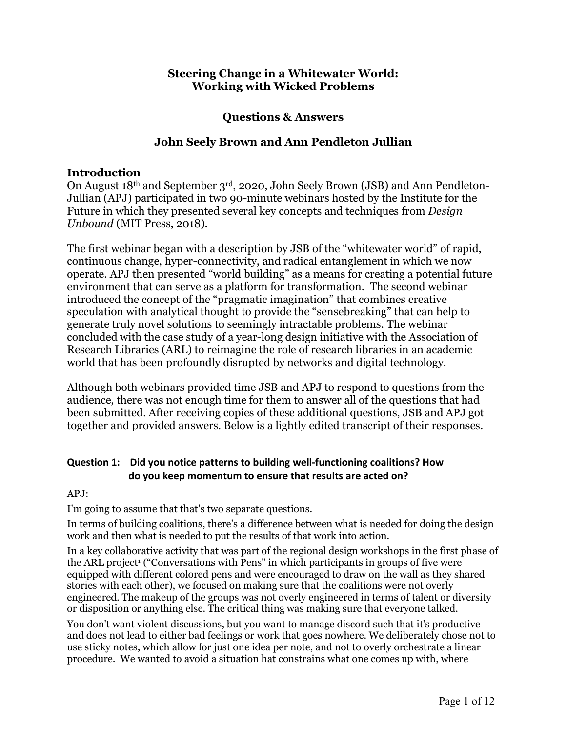# Steering Change in a Whitewater World: Working with Wicked Problems

## Questions & Answers

## John Seely Brown and Ann Pendleton Jullian

## Introduction

On August 18th and September 3rd, 2020, John Seely Brown (JSB) and Ann Pendleton-Jullian (APJ) participated in two 90-minute webinars hosted by the Institute for the Future in which they presented several key concepts and techniques from *Design Unbound* (MIT Press, 2018).

The first webinar began with a description by JSB of the "whitewater world" of rapid, continuous change, hyper-connectivity, and radical entanglement in which we now operate. APJ then presented "world building" as a means for creating a potential future environment that can serve as a platform for transformation. The second webinar introduced the concept of the "pragmatic imagination" that combines creative speculation with analytical thought to provide the "sensebreaking" that can help to generate truly novel solutions to seemingly intractable problems. The webinar concluded with the case study of a year-long design initiative with the Association of Research Libraries (ARL) to reimagine the role of research libraries in an academic world that has been profoundly disrupted by networks and digital technology.

Although both webinars provided time JSB and APJ to respond to questions from the audience, there was not enough time for them to answer all of the questions that had been submitted. After receiving copies of these additional questions, JSB and APJ got together and provided answers. Below is a lightly edited transcript of their responses.

### Question 1: Did you notice patterns to building well-functioning coalitions? How do you keep momentum to ensure that results are acted on?

APJ:

I'm going to assume that that's two separate questions.

In terms of building coalitions, there's a difference between what is needed for doing the design work and then what is needed to put the results of that work into action.

In a key collaborative activity that was part of the regional design workshops in the first phase of the ARL project[1] ("Conversations with Pens" in which participants in groups of five were equipped with different colored pens and were encouraged to draw on the wall as they shared stories with each other), we focused on making sure that the coalitions were not overly engineered. The makeup of the groups was not overly engineered in terms of talent or diversity or disposition or anything else. The critical thing was making sure that everyone talked.

You don't want violent discussions, but you want to manage discord such that it's productive and does not lead to either bad feelings or work that goes nowhere. We deliberately chose not to use sticky notes, which allow for just one idea per note, and not to overly orchestrate a linear procedure. We wanted to avoid a situation hat constrains what one comes up with, where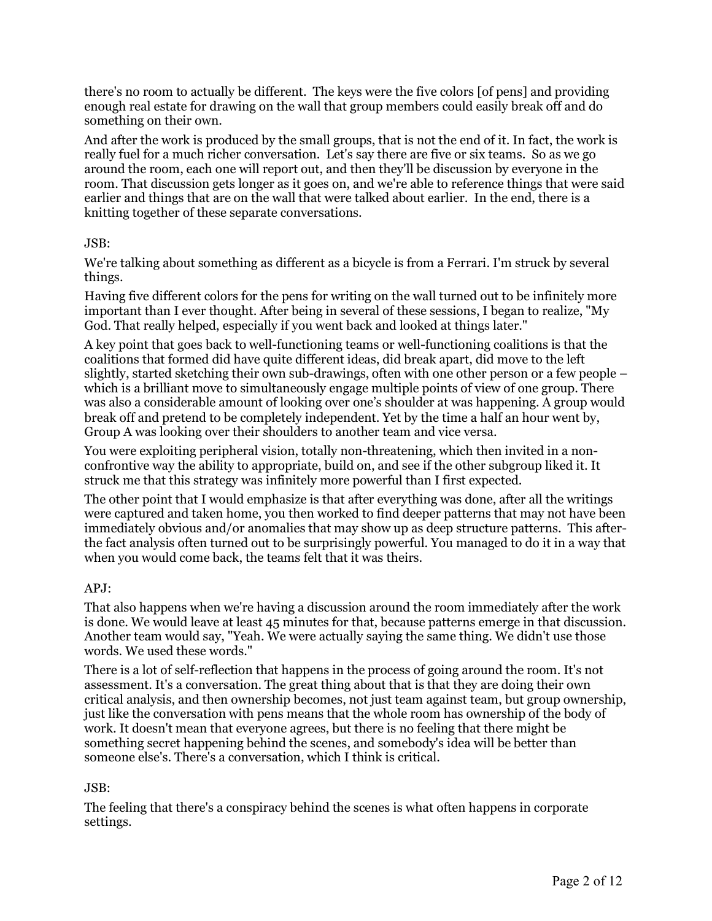there's no room to actually be different. The keys were the five colors [of pens] and providing enough real estate for drawing on the wall that group members could easily break off and do something on their own.

And after the work is produced by the small groups, that is not the end of it. In fact, the work is really fuel for a much richer conversation. Let's say there are five or six teams. So as we go around the room, each one will report out, and then they'll be discussion by everyone in the room. That discussion gets longer as it goes on, and we're able to reference things that were said earlier and things that are on the wall that were talked about earlier. In the end, there is a knitting together of these separate conversations.

JSB:

We're talking about something as different as a bicycle is from a Ferrari. I'm struck by several things.

Having five different colors for the pens for writing on the wall turned out to be infinitely more important than I ever thought. After being in several of these sessions, I began to realize, "My God. That really helped, especially if you went back and looked at things later."

A key point that goes back to well-functioning teams or well-functioning coalitions is that the coalitions that formed did have quite different ideas, did break apart, did move to the left slightly, started sketching their own sub-drawings, often with one other person or a few people – which is a brilliant move to simultaneously engage multiple points of view of one group. There was also a considerable amount of looking over one's shoulder at was happening. A group would break off and pretend to be completely independent. Yet by the time a half an hour went by, Group A was looking over their shoulders to another team and vice versa.

You were exploiting peripheral vision, totally non-threatening, which then invited in a non-confrontive way the ability to appropriate, build on, and see if the other subgroup liked it. It struck me that this strategy was infinitely more powerful than I first expected.

The other point that I would emphasize is that after everything was done, after all the writings were captured and taken home, you then worked to find deeper patterns that may not have been immediately obvious and/or anomalies that may show up as deep structure patterns. This after-the fact analysis often turned out to be surprisingly powerful. You managed to do it in a way that when you would come back, the teams felt that it was theirs.

APJ:

That also happens when we're having a discussion around the room immediately after the work is done. We would leave at least 45 minutes for that, because patterns emerge in that discussion. Another team would say, "Yeah. We were actually saying the same thing. We didn't use those words. We used these words."

There is a lot of self-reflection that happens in the process of going around the room. It's not assessment. It's a conversation. The great thing about that is that they are doing their own critical analysis, and then ownership becomes, not just team against team, but group ownership, just like the conversation with pens means that the whole room has ownership of the body of work. It doesn't mean that everyone agrees, but there is no feeling that there might be something secret happening behind the scenes, and somebody's idea will be better than someone else's. There's a conversation, which I think is critical.

JSB:

The feeling that there's a conspiracy behind the scenes is what often happens in corporate settings.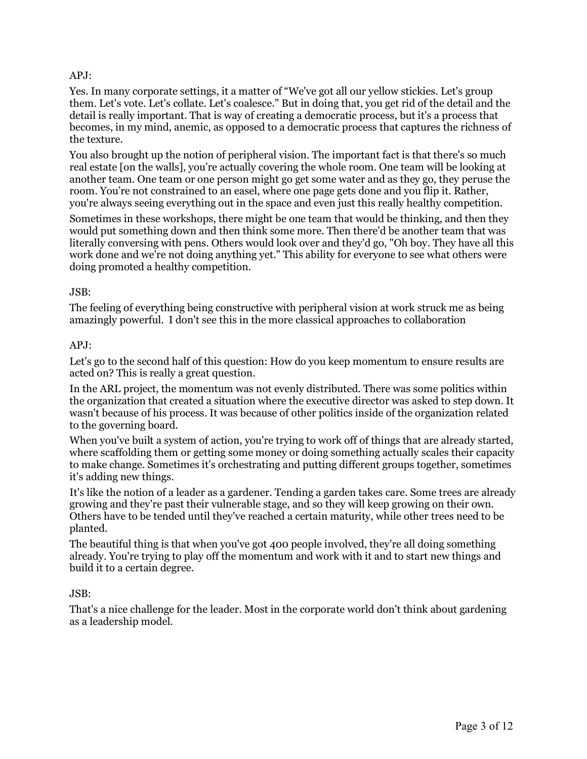APJ:

Yes. In many corporate settings, it a matter of "We've got all our yellow stickies. Let's group them. Let's vote. Let's collate. Let's coalesce." But in doing that, you get rid of the detail and the detail is really important. That is way of creating a democratic process, but it's a process that becomes, in my mind, anemic, as opposed to a democratic process that captures the richness of the texture.

You also brought up the notion of peripheral vision. The important fact is that there's so much real estate [on the walls], you're actually covering the whole room. One team will be looking at another team. One team or one person might go get some water and as they go, they peruse the room. You're not constrained to an easel, where one page gets done and you flip it. Rather, you're always seeing everything out in the space and even just this really healthy competition.

Sometimes in these workshops, there might be one team that would be thinking, and then they would put something down and then think some more. Then there'd be another team that was literally conversing with pens. Others would look over and they'd go, "Oh boy. They have all this work done and we're not doing anything yet." This ability for everyone to see what others were doing promoted a healthy competition.

JSB:

The feeling of everything being constructive with peripheral vision at work struck me as being amazingly powerful. I don't see this in the more classical approaches to collaboration

APJ:

Let's go to the second half of this question: How do you keep momentum to ensure results are acted on? This is really a great question.

In the ARL project, the momentum was not evenly distributed. There was some politics within the organization that created a situation where the executive director was asked to step down. It wasn't because of his process. It was because of other politics inside of the organization related to the governing board.

When you've built a system of action, you're trying to work off of things that are already started, where scaffolding them or getting some money or doing something actually scales their capacity to make change. Sometimes it's orchestrating and putting different groups together, sometimes it's adding new things.

It's like the notion of a leader as a gardener. Tending a garden takes care. Some trees are already growing and they're past their vulnerable stage, and so they will keep growing on their own. Others have to be tended until they've reached a certain maturity, while other trees need to be planted.

The beautiful thing is that when you've got 400 people involved, they're all doing something already. You're trying to play off the momentum and work with it and to start new things and build it to a certain degree.

JSB:

That's a nice challenge for the leader. Most in the corporate world don't think about gardening as a leadership model.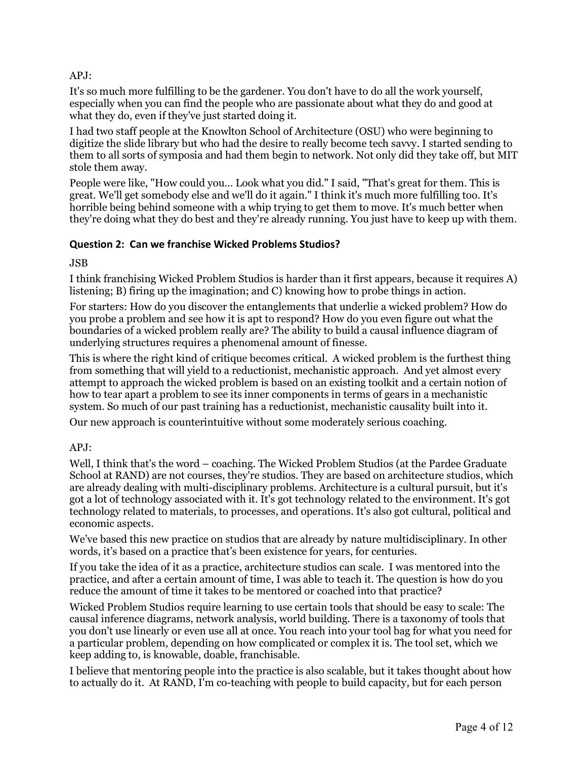APJ:

It's so much more fulfilling to be the gardener. You don't have to do all the work yourself, especially when you can find the people who are passionate about what they do and good at what they do, even if they've just started doing it.

I had two staff people at the Knowlton School of Architecture (OSU) who were beginning to digitize the slide library but who had the desire to really become tech savvy. I started sending to them to all sorts of symposia and had them begin to network. Not only did they take off, but MIT stole them away.

People were like, "How could you... Look what you did." I said, "That's great for them. This is great. We'll get somebody else and we'll do it again." I think it's much more fulfilling too. It's horrible being behind someone with a whip trying to get them to move. It's much better when they're doing what they do best and they're already running. You just have to keep up with them.

### Question 2: Can we franchise Wicked Problems Studios?

JSB

I think franchising Wicked Problem Studios is harder than it first appears, because it requires A) listening; B) firing up the imagination; and C) knowing how to probe things in action.

For starters: How do you discover the entanglements that underlie a wicked problem? How do you probe a problem and see how it is apt to respond? How do you even figure out what the boundaries of a wicked problem really are? The ability to build a causal influence diagram of underlying structures requires a phenomenal amount of finesse.

This is where the right kind of critique becomes critical. A wicked problem is the furthest thing from something that will yield to a reductionist, mechanistic approach. And yet almost every attempt to approach the wicked problem is based on an existing toolkit and a certain notion of how to tear apart a problem to see its inner components in terms of gears in a mechanistic system. So much of our past training has a reductionist, mechanistic causality built into it.

Our new approach is counterintuitive without some moderately serious coaching.

APJ:

Well, I think that's the word – coaching. The Wicked Problem Studios (at the Pardee Graduate School at RAND) are not courses, they're studios. They are based on architecture studios, which are already dealing with multi-disciplinary problems. Architecture is a cultural pursuit, but it's got a lot of technology associated with it. It's got technology related to the environment. It's got technology related to materials, to processes, and operations. It's also got cultural, political and economic aspects.

We've based this new practice on studios that are already by nature multidisciplinary. In other words, it's based on a practice that's been existence for years, for centuries.

If you take the idea of it as a practice, architecture studios can scale. I was mentored into the practice, and after a certain amount of time, I was able to teach it. The question is how do you reduce the amount of time it takes to be mentored or coached into that practice?

Wicked Problem Studios require learning to use certain tools that should be easy to scale: The causal inference diagrams, network analysis, world building. There is a taxonomy of tools that you don't use linearly or even use all at once. You reach into your tool bag for what you need for a particular problem, depending on how complicated or complex it is. The tool set, which we keep adding to, is knowable, doable, franchisable.

I believe that mentoring people into the practice is also scalable, but it takes thought about how to actually do it. At RAND, I'm co-teaching with people to build capacity, but for each person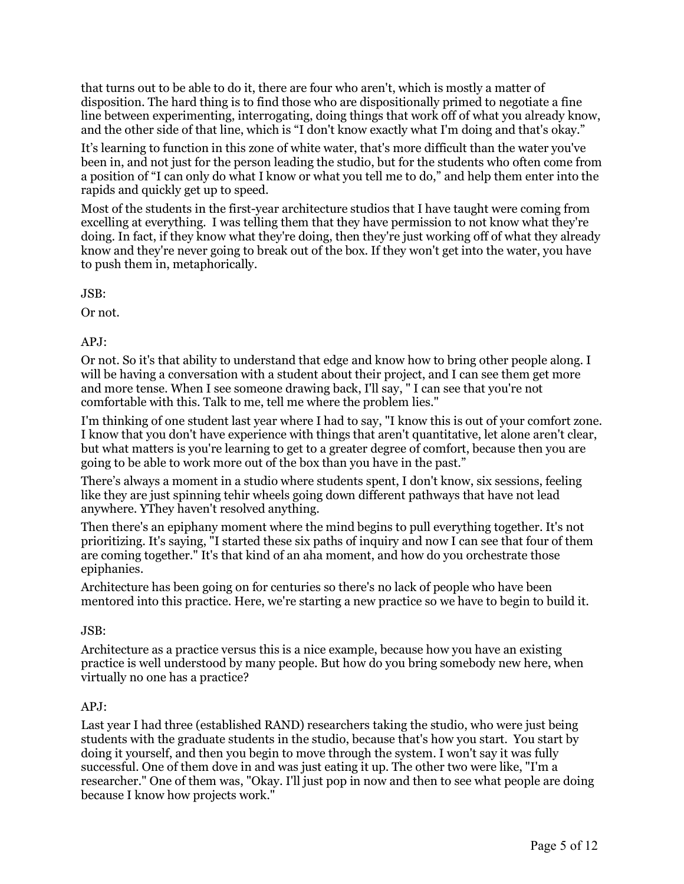that turns out to be able to do it, there are four who aren't, which is mostly a matter of disposition. The hard thing is to find those who are dispositionally primed to negotiate a fine line between experimenting, interrogating, doing things that work off of what you already know, and the other side of that line, which is "I don't know exactly what I'm doing and that's okay."

It's learning to function in this zone of white water, that's more difficult than the water you've been in, and not just for the person leading the studio, but for the students who often come from a position of "I can only do what I know or what you tell me to do," and help them enter into the rapids and quickly get up to speed.

Most of the students in the first-year architecture studios that I have taught were coming from excelling at everything. I was telling them that they have permission to not know what they're doing. In fact, if they know what they're doing, then they're just working off of what they already know and they're never going to break out of the box. If they won't get into the water, you have to push them in, metaphorically.

JSB:

Or not.

APJ:

Or not. So it's that ability to understand that edge and know how to bring other people along. I will be having a conversation with a student about their project, and I can see them get more and more tense. When I see someone drawing back, I'll say, " I can see that you're not comfortable with this. Talk to me, tell me where the problem lies."

I'm thinking of one student last year where I had to say, "I know this is out of your comfort zone. I know that you don't have experience with things that aren't quantitative, let alone aren't clear, but what matters is you're learning to get to a greater degree of comfort, because then you are going to be able to work more out of the box than you have in the past."

There's always a moment in a studio where students spent, I don't know, six sessions, feeling like they are just spinning tehir wheels going down different pathways that have not lead anywhere. YThey haven't resolved anything.

Then there's an epiphany moment where the mind begins to pull everything together. It's not prioritizing. It's saying, "I started these six paths of inquiry and now I can see that four of them are coming together." It's that kind of an aha moment, and how do you orchestrate those epiphanies.

Architecture has been going on for centuries so there's no lack of people who have been mentored into this practice. Here, we're starting a new practice so we have to begin to build it.

JSB:

Architecture as a practice versus this is a nice example, because how you have an existing practice is well understood by many people. But how do you bring somebody new here, when virtually no one has a practice?

APJ:

Last year I had three (established RAND) researchers taking the studio, who were just being students with the graduate students in the studio, because that's how you start. You start by doing it yourself, and then you begin to move through the system. I won't say it was fully successful. One of them dove in and was just eating it up. The other two were like, "I'm a researcher." One of them was, "Okay. I'll just pop in now and then to see what people are doing because I know how projects work."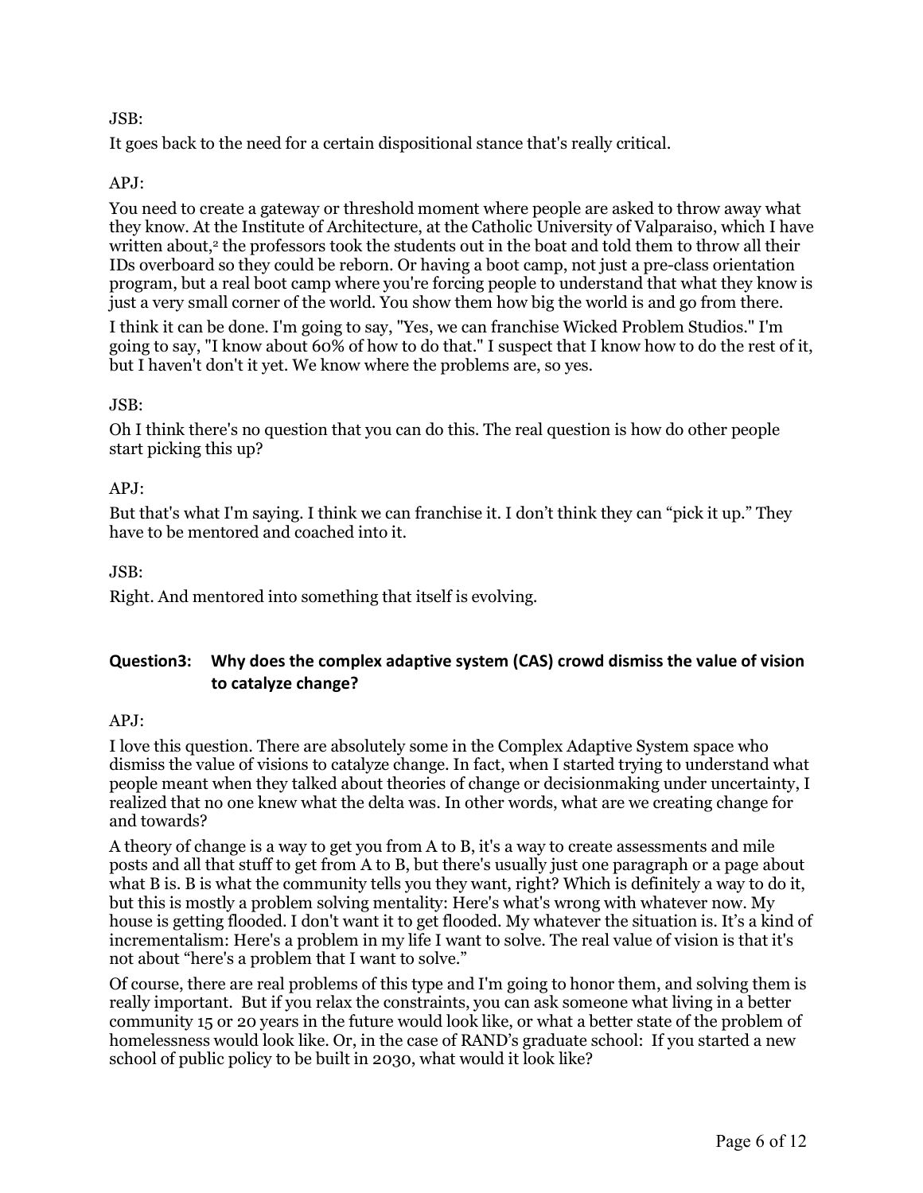JSB:

It goes back to the need for a certain dispositional stance that's really critical.

APJ:

You need to create a gateway or threshold moment where people are asked to throw away what they know. At the Institute of Architecture, at the Catholic University of Valparaiso, which I have written about,[2] the professors took the students out in the boat and told them to throw all their IDs overboard so they could be reborn. Or having a boot camp, not just a pre-class orientation program, but a real boot camp where you're forcing people to understand that what they know is just a very small corner of the world. You show them how big the world is and go from there.

I think it can be done. I'm going to say, "Yes, we can franchise Wicked Problem Studios." I'm going to say, "I know about 60% of how to do that." I suspect that I know how to do the rest of it, but I haven't don't it yet. We know where the problems are, so yes.

JSB:

Oh I think there's no question that you can do this. The real question is how do other people start picking this up?

APJ:

But that's what I'm saying. I think we can franchise it. I don't think they can "pick it up." They have to be mentored and coached into it.

JSB:

Right. And mentored into something that itself is evolving.

## Question3: Why does the complex adaptive system (CAS) crowd dismiss the value of vision to catalyze change?

APJ:

I love this question. There are absolutely some in the Complex Adaptive System space who dismiss the value of visions to catalyze change. In fact, when I started trying to understand what people meant when they talked about theories of change or decisionmaking under uncertainty, I realized that no one knew what the delta was. In other words, what are we creating change for and towards?

A theory of change is a way to get you from A to B, it's a way to create assessments and mile posts and all that stuff to get from A to B, but there's usually just one paragraph or a page about what B is. B is what the community tells you they want, right? Which is definitely a way to do it, but this is mostly a problem solving mentality: Here's what's wrong with whatever now. My house is getting flooded. I don't want it to get flooded. My whatever the situation is. It's a kind of incrementalism: Here's a problem in my life I want to solve. The real value of vision is that it's not about "here's a problem that I want to solve."

Of course, there are real problems of this type and I'm going to honor them, and solving them is really important. But if you relax the constraints, you can ask someone what living in a better community 15 or 20 years in the future would look like, or what a better state of the problem of homelessness would look like. Or, in the case of RAND's graduate school: If you started a new school of public policy to be built in 2030, what would it look like?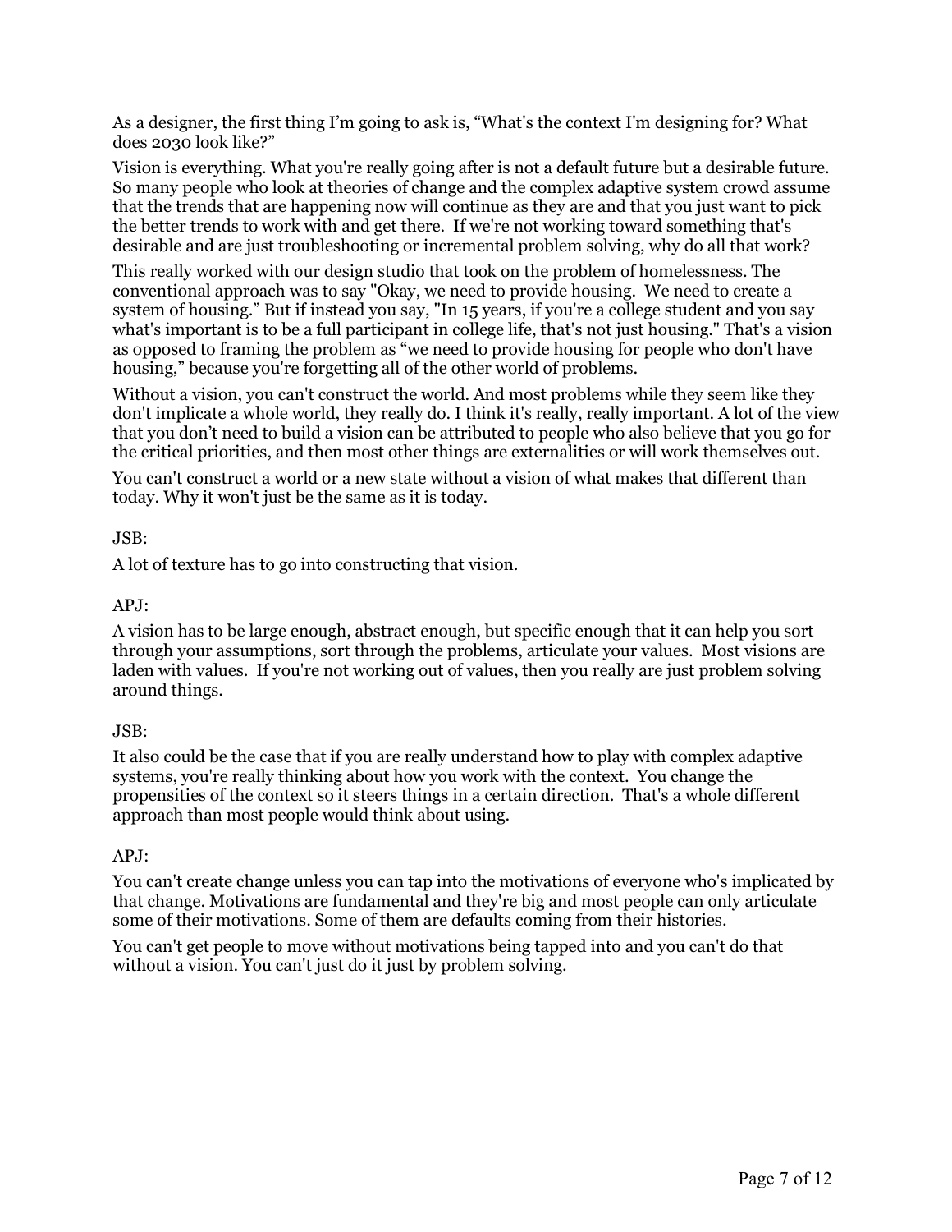As a designer, the first thing I'm going to ask is, "What's the context I'm designing for? What does 2030 look like?"

Vision is everything. What you're really going after is not a default future but a desirable future. So many people who look at theories of change and the complex adaptive system crowd assume that the trends that are happening now will continue as they are and that you just want to pick the better trends to work with and get there. If we're not working toward something that's desirable and are just troubleshooting or incremental problem solving, why do all that work?

This really worked with our design studio that took on the problem of homelessness. The conventional approach was to say "Okay, we need to provide housing. We need to create a system of housing." But if instead you say, "In 15 years, if you're a college student and you say what's important is to be a full participant in college life, that's not just housing." That's a vision as opposed to framing the problem as "we need to provide housing for people who don't have housing," because you're forgetting all of the other world of problems.

Without a vision, you can't construct the world. And most problems while they seem like they don't implicate a whole world, they really do. I think it's really, really important. A lot of the view that you don't need to build a vision can be attributed to people who also believe that you go for the critical priorities, and then most other things are externalities or will work themselves out.

You can't construct a world or a new state without a vision of what makes that different than today. Why it won't just be the same as it is today.

JSB:

A lot of texture has to go into constructing that vision.

APJ:

A vision has to be large enough, abstract enough, but specific enough that it can help you sort through your assumptions, sort through the problems, articulate your values. Most visions are laden with values. If you're not working out of values, then you really are just problem solving around things.

JSB:

It also could be the case that if you are really understand how to play with complex adaptive systems, you're really thinking about how you work with the context. You change the propensities of the context so it steers things in a certain direction. That's a whole different approach than most people would think about using.

APJ:

You can't create change unless you can tap into the motivations of everyone who's implicated by that change. Motivations are fundamental and they're big and most people can only articulate some of their motivations. Some of them are defaults coming from their histories.

You can't get people to move without motivations being tapped into and you can't do that without a vision. You can't just do it just by problem solving.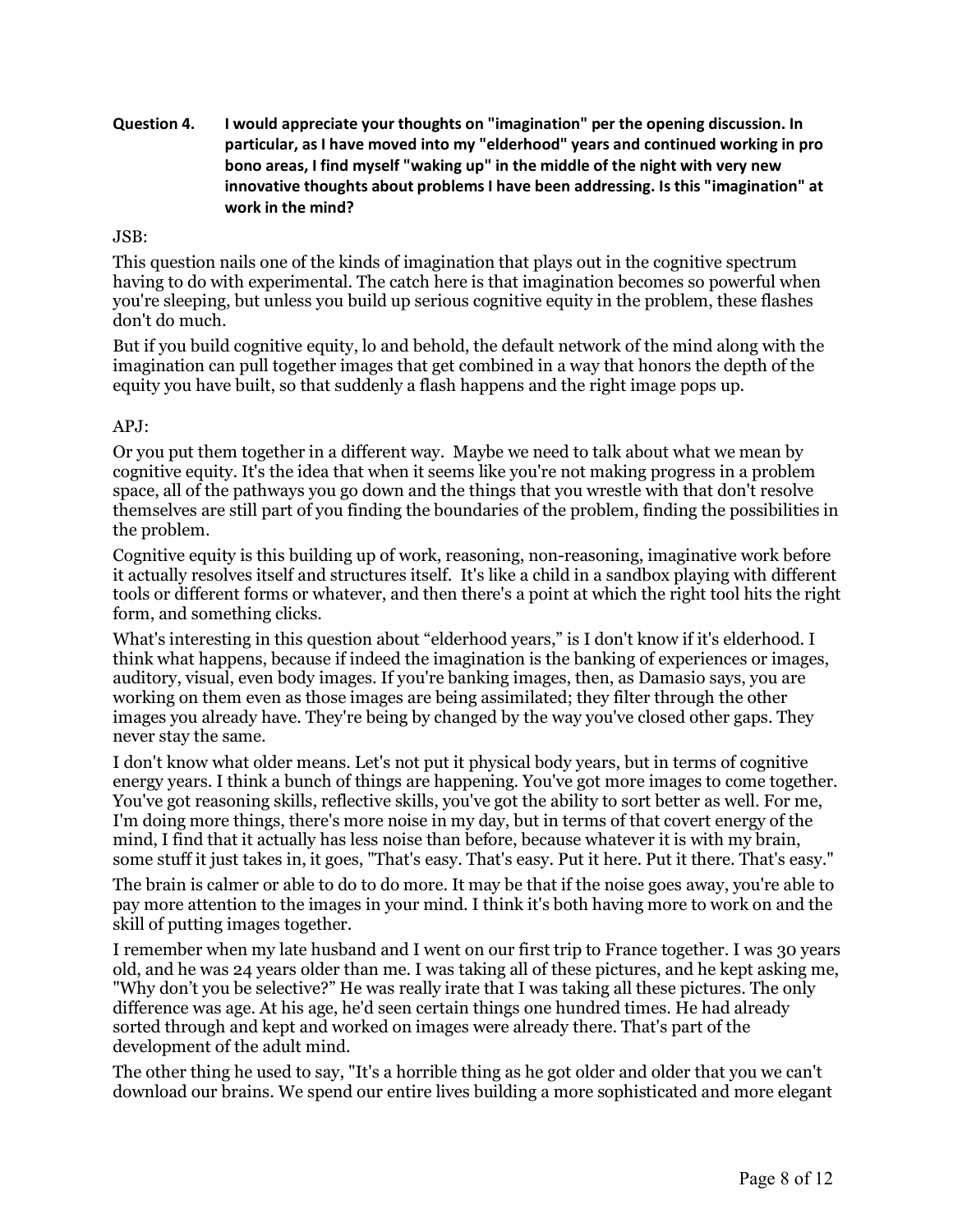**Question 4. I would appreciate your thoughts on "imagination" per the opening discussion. In particular, as I have moved into my "elderhood" years and continued working in pro bono areas, I find myself "waking up" in the middle of the night with very new innovative thoughts about problems I have been addressing. Is this "imagination" at work in the mind?**

JSB:

This question nails one of the kinds of imagination that plays out in the cognitive spectrum having to do with experimental. The catch here is that imagination becomes so powerful when you're sleeping, but unless you build up serious cognitive equity in the problem, these flashes don't do much.

But if you build cognitive equity, lo and behold, the default network of the mind along with the imagination can pull together images that get combined in a way that honors the depth of the equity you have built, so that suddenly a flash happens and the right image pops up.

APJ:

Or you put them together in a different way. Maybe we need to talk about what we mean by cognitive equity. It's the idea that when it seems like you're not making progress in a problem space, all of the pathways you go down and the things that you wrestle with that don't resolve themselves are still part of you finding the boundaries of the problem, finding the possibilities in the problem.

Cognitive equity is this building up of work, reasoning, non-reasoning, imaginative work before it actually resolves itself and structures itself. It's like a child in a sandbox playing with different tools or different forms or whatever, and then there's a point at which the right tool hits the right form, and something clicks.

What's interesting in this question about "elderhood years," is I don't know if it's elderhood. I think what happens, because if indeed the imagination is the banking of experiences or images, auditory, visual, even body images. If you're banking images, then, as Damasio says, you are working on them even as those images are being assimilated; they filter through the other images you already have. They're being by changed by the way you've closed other gaps. They never stay the same.

I don't know what older means. Let's not put it physical body years, but in terms of cognitive energy years. I think a bunch of things are happening. You've got more images to come together. You've got reasoning skills, reflective skills, you've got the ability to sort better as well. For me, I'm doing more things, there's more noise in my day, but in terms of that covert energy of the mind, I find that it actually has less noise than before, because whatever it is with my brain, some stuff it just takes in, it goes, "That's easy. That's easy. Put it here. Put it there. That's easy."

The brain is calmer or able to do to do more. It may be that if the noise goes away, you're able to pay more attention to the images in your mind. I think it's both having more to work on and the skill of putting images together.

I remember when my late husband and I went on our first trip to France together. I was 30 years old, and he was 24 years older than me. I was taking all of these pictures, and he kept asking me, "Why don't you be selective?" He was really irate that I was taking all these pictures. The only difference was age. At his age, he'd seen certain things one hundred times. He had already sorted through and kept and worked on images were already there. That's part of the development of the adult mind.

The other thing he used to say, "It's a horrible thing as he got older and older that you we can't download our brains. We spend our entire lives building a more sophisticated and more elegant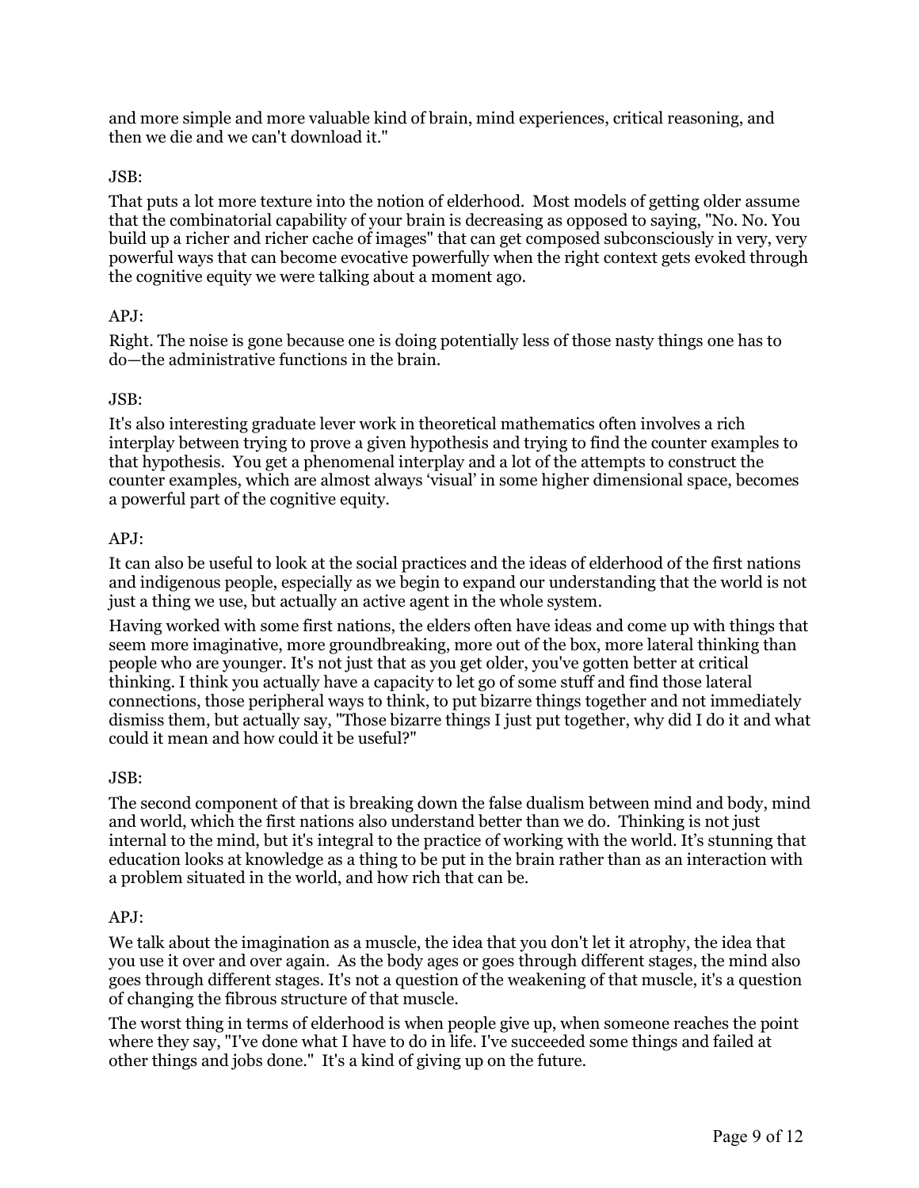and more simple and more valuable kind of brain, mind experiences, critical reasoning, and then we die and we can't download it."

JSB:

That puts a lot more texture into the notion of elderhood. Most models of getting older assume that the combinatorial capability of your brain is decreasing as opposed to saying, "No. No. You build up a richer and richer cache of images" that can get composed subconsciously in very, very powerful ways that can become evocative powerfully when the right context gets evoked through the cognitive equity we were talking about a moment ago.

APJ:

Right. The noise is gone because one is doing potentially less of those nasty things one has to do—the administrative functions in the brain.

JSB:

It's also interesting graduate lever work in theoretical mathematics often involves a rich interplay between trying to prove a given hypothesis and trying to find the counter examples to that hypothesis. You get a phenomenal interplay and a lot of the attempts to construct the counter examples, which are almost always 'visual' in some higher dimensional space, becomes a powerful part of the cognitive equity.

APJ:

It can also be useful to look at the social practices and the ideas of elderhood of the first nations and indigenous people, especially as we begin to expand our understanding that the world is not just a thing we use, but actually an active agent in the whole system.

Having worked with some first nations, the elders often have ideas and come up with things that seem more imaginative, more groundbreaking, more out of the box, more lateral thinking than people who are younger. It's not just that as you get older, you've gotten better at critical thinking. I think you actually have a capacity to let go of some stuff and find those lateral connections, those peripheral ways to think, to put bizarre things together and not immediately dismiss them, but actually say, "Those bizarre things I just put together, why did I do it and what could it mean and how could it be useful?"

JSB:

The second component of that is breaking down the false dualism between mind and body, mind and world, which the first nations also understand better than we do. Thinking is not just internal to the mind, but it's integral to the practice of working with the world. It's stunning that education looks at knowledge as a thing to be put in the brain rather than as an interaction with a problem situated in the world, and how rich that can be.

APJ:

We talk about the imagination as a muscle, the idea that you don't let it atrophy, the idea that you use it over and over again. As the body ages or goes through different stages, the mind also goes through different stages. It's not a question of the weakening of that muscle, it's a question of changing the fibrous structure of that muscle.

The worst thing in terms of elderhood is when people give up, when someone reaches the point where they say, "I've done what I have to do in life. I've succeeded some things and failed at other things and jobs done." It's a kind of giving up on the future.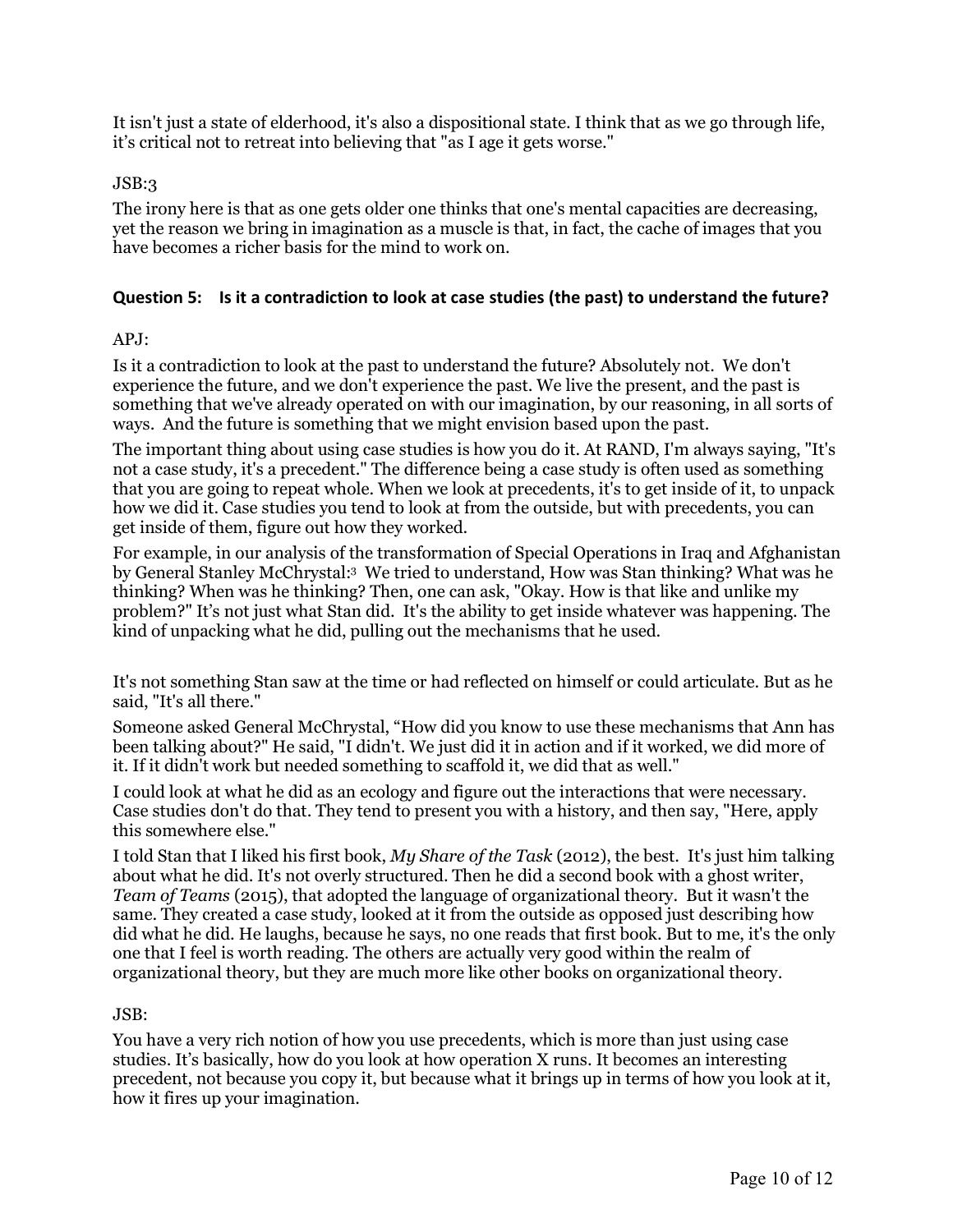It isn't just a state of elderhood, it's also a dispositional state. I think that as we go through life, it's critical not to retreat into believing that "as I age it gets worse."

JSB:3

The irony here is that as one gets older one thinks that one's mental capacities are decreasing, yet the reason we bring in imagination as a muscle is that, in fact, the cache of images that you have becomes a richer basis for the mind to work on.

### Question 5: Is it a contradiction to look at case studies (the past) to understand the future?

APJ:

Is it a contradiction to look at the past to understand the future? Absolutely not. We don't experience the future, and we don't experience the past. We live the present, and the past is something that we've already operated on with our imagination, by our reasoning, in all sorts of ways. And the future is something that we might envision based upon the past.

The important thing about using case studies is how you do it. At RAND, I'm always saying, "It's not a case study, it's a precedent." The difference being a case study is often used as something that you are going to repeat whole. When we look at precedents, it's to get inside of it, to unpack how we did it. Case studies you tend to look at from the outside, but with precedents, you can get inside of them, figure out how they worked.

For example, in our analysis of the transformation of Special Operations in Iraq and Afghanistan by General Stanley McChrystal:[3] We tried to understand, How was Stan thinking? What was he thinking? When was he thinking? Then, one can ask, "Okay. How is that like and unlike my problem?" It's not just what Stan did. It's the ability to get inside whatever was happening. The kind of unpacking what he did, pulling out the mechanisms that he used.

It's not something Stan saw at the time or had reflected on himself or could articulate. But as he said, "It's all there."

Someone asked General McChrystal, "How did you know to use these mechanisms that Ann has been talking about?" He said, "I didn't. We just did it in action and if it worked, we did more of it. If it didn't work but needed something to scaffold it, we did that as well."

I could look at what he did as an ecology and figure out the interactions that were necessary. Case studies don't do that. They tend to present you with a history, and then say, "Here, apply this somewhere else."

I told Stan that I liked his first book, *My Share of the Task* (2012), the best. It's just him talking about what he did. It's not overly structured. Then he did a second book with a ghost writer, *Team of Teams* (2015), that adopted the language of organizational theory. But it wasn't the same. They created a case study, looked at it from the outside as opposed just describing how did what he did. He laughs, because he says, no one reads that first book. But to me, it's the only one that I feel is worth reading. The others are actually very good within the realm of organizational theory, but they are much more like other books on organizational theory.

JSB:

You have a very rich notion of how you use precedents, which is more than just using case studies. It's basically, how do you look at how operation X runs. It becomes an interesting precedent, not because you copy it, but because what it brings up in terms of how you look at it, how it fires up your imagination.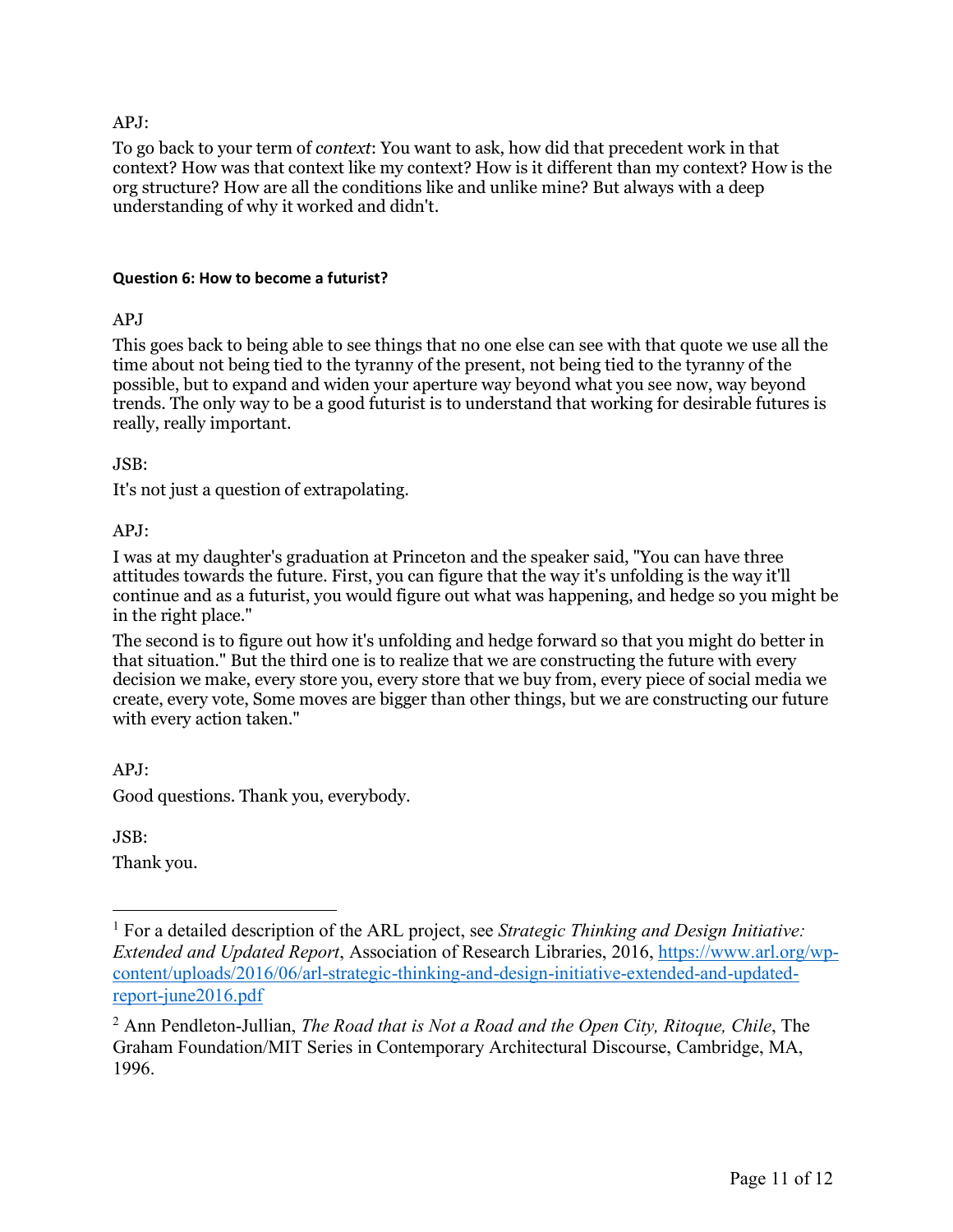APJ:

To go back to your term of *context*: You want to ask, how did that precedent work in that context? How was that context like my context? How is it different than my context? How is the org structure? How are all the conditions like and unlike mine? But always with a deep understanding of why it worked and didn't.

**Question 6: How to become a futurist?**

APJ

This goes back to being able to see things that no one else can see with that quote we use all the time about not being tied to the tyranny of the present, not being tied to the tyranny of the possible, but to expand and widen your aperture way beyond what you see now, way beyond trends. The only way to be a good futurist is to understand that working for desirable futures is really, really important.

JSB:

It's not just a question of extrapolating.

APJ:

I was at my daughter's graduation at Princeton and the speaker said, "You can have three attitudes towards the future. First, you can figure that the way it's unfolding is the way it'll continue and as a futurist, you would figure out what was happening, and hedge so you might be in the right place."

The second is to figure out how it's unfolding and hedge forward so that you might do better in that situation." But the third one is to realize that we are constructing the future with every decision we make, every store you, every store that we buy from, every piece of social media we create, every vote, Some moves are bigger than other things, but we are constructing our future with every action taken."

APJ:

Good questions. Thank you, everybody.

JSB:

Thank you.

---

[1] For a detailed description of the ARL project, see *Strategic Thinking and Design Initiative: Extended and Updated Report*, Association of Research Libraries, 2016, https://www.arl.org/wp-content/uploads/2016/06/arl-strategic-thinking-and-design-initiative-extended-and-updated-report-june2016.pdf

[2] Ann Pendleton-Jullian, *The Road that is Not a Road and the Open City, Ritoque, Chile*, The Graham Foundation/MIT Series in Contemporary Architectural Discourse, Cambridge, MA, 1996.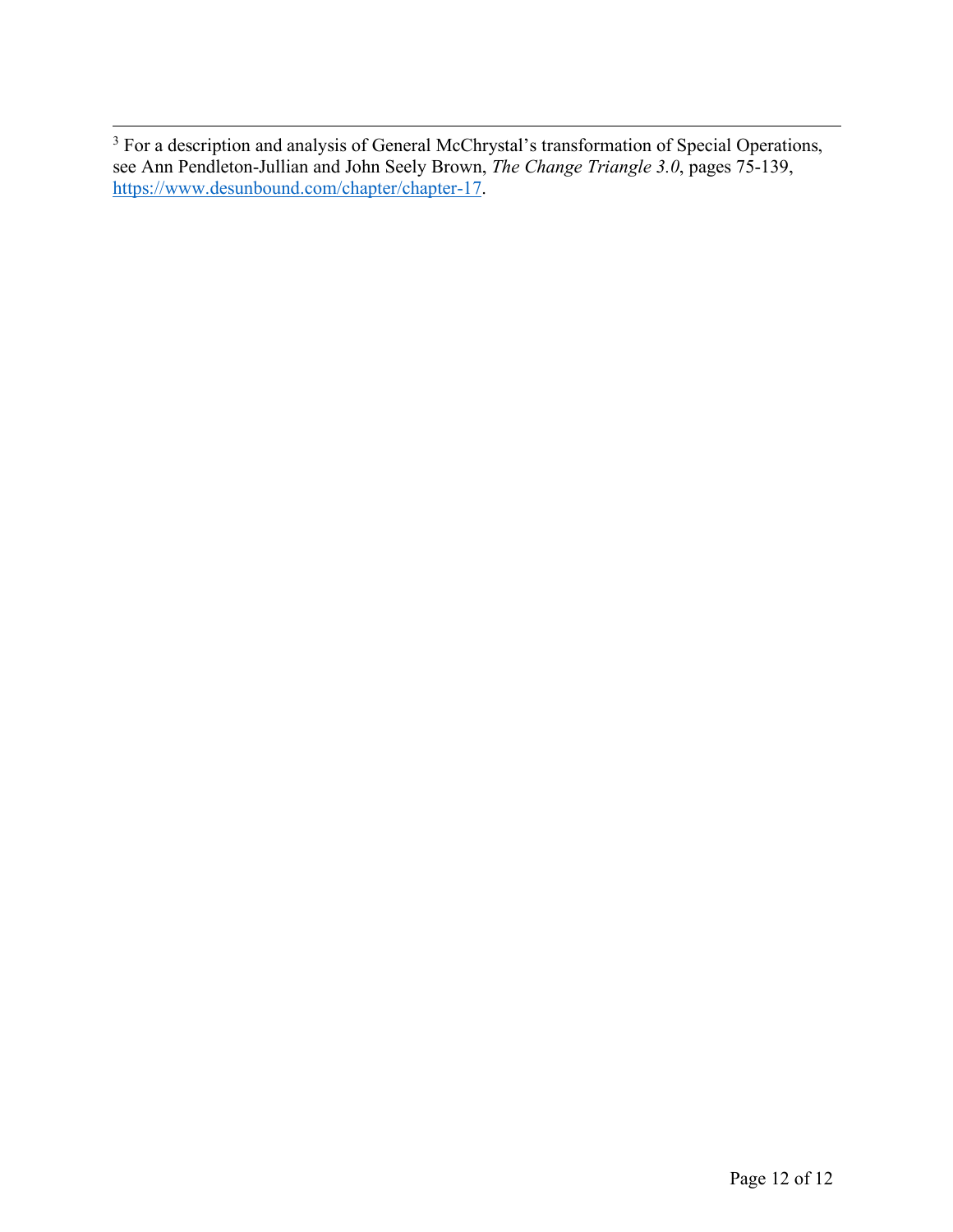[3] For a description and analysis of General McChrystal's transformation of Special Operations, see Ann Pendleton-Jullian and John Seely Brown, *The Change Triangle 3.0*, pages 75-139, [https://www.desunbound.com/chapter/chapter-17](https://www.desunbound.com/chapter/chapter-17).